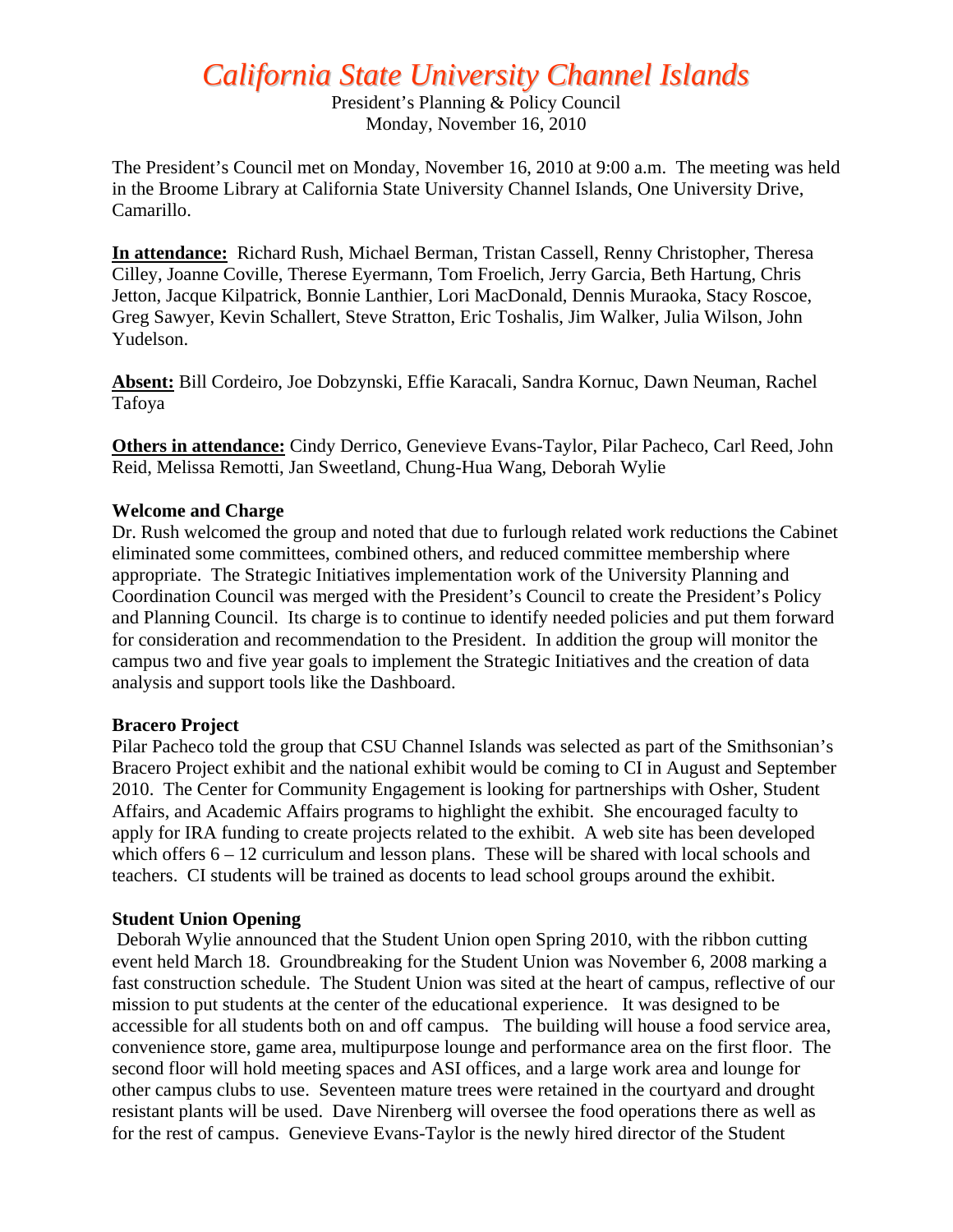# *California State University Channel Islands*

President's Planning & Policy Council
Monday, November 16, 2010

The President's Council met on Monday, November 16, 2010 at 9:00 a.m. The meeting was held in the Broome Library at California State University Channel Islands, One University Drive, Camarillo.

**In attendance:** Richard Rush, Michael Berman, Tristan Cassell, Renny Christopher, Theresa Cilley, Joanne Coville, Therese Eyermann, Tom Froelich, Jerry Garcia, Beth Hartung, Chris Jetton, Jacque Kilpatrick, Bonnie Lanthier, Lori MacDonald, Dennis Muraoka, Stacy Roscoe, Greg Sawyer, Kevin Schallert, Steve Stratton, Eric Toshalis, Jim Walker, Julia Wilson, John Yudelson.

**Absent:** Bill Cordeiro, Joe Dobzynski, Effie Karacali, Sandra Kornuc, Dawn Neuman, Rachel Tafoya

**Others in attendance:** Cindy Derrico, Genevieve Evans-Taylor, Pilar Pacheco, Carl Reed, John Reid, Melissa Remotti, Jan Sweetland, Chung-Hua Wang, Deborah Wylie

### Welcome and Charge

Dr. Rush welcomed the group and noted that due to furlough related work reductions the Cabinet eliminated some committees, combined others, and reduced committee membership where appropriate. The Strategic Initiatives implementation work of the University Planning and Coordination Council was merged with the President's Council to create the President's Policy and Planning Council. Its charge is to continue to identify needed policies and put them forward for consideration and recommendation to the President. In addition the group will monitor the campus two and five year goals to implement the Strategic Initiatives and the creation of data analysis and support tools like the Dashboard.

### Bracero Project

Pilar Pacheco told the group that CSU Channel Islands was selected as part of the Smithsonian's Bracero Project exhibit and the national exhibit would be coming to CI in August and September 2010. The Center for Community Engagement is looking for partnerships with Osher, Student Affairs, and Academic Affairs programs to highlight the exhibit. She encouraged faculty to apply for IRA funding to create projects related to the exhibit. A web site has been developed which offers 6 – 12 curriculum and lesson plans. These will be shared with local schools and teachers. CI students will be trained as docents to lead school groups around the exhibit.

### Student Union Opening

Deborah Wylie announced that the Student Union open Spring 2010, with the ribbon cutting event held March 18. Groundbreaking for the Student Union was November 6, 2008 marking a fast construction schedule. The Student Union was sited at the heart of campus, reflective of our mission to put students at the center of the educational experience. It was designed to be accessible for all students both on and off campus. The building will house a food service area, convenience store, game area, multipurpose lounge and performance area on the first floor. The second floor will hold meeting spaces and ASI offices, and a large work area and lounge for other campus clubs to use. Seventeen mature trees were retained in the courtyard and drought resistant plants will be used. Dave Nirenberg will oversee the food operations there as well as for the rest of campus. Genevieve Evans-Taylor is the newly hired director of the Student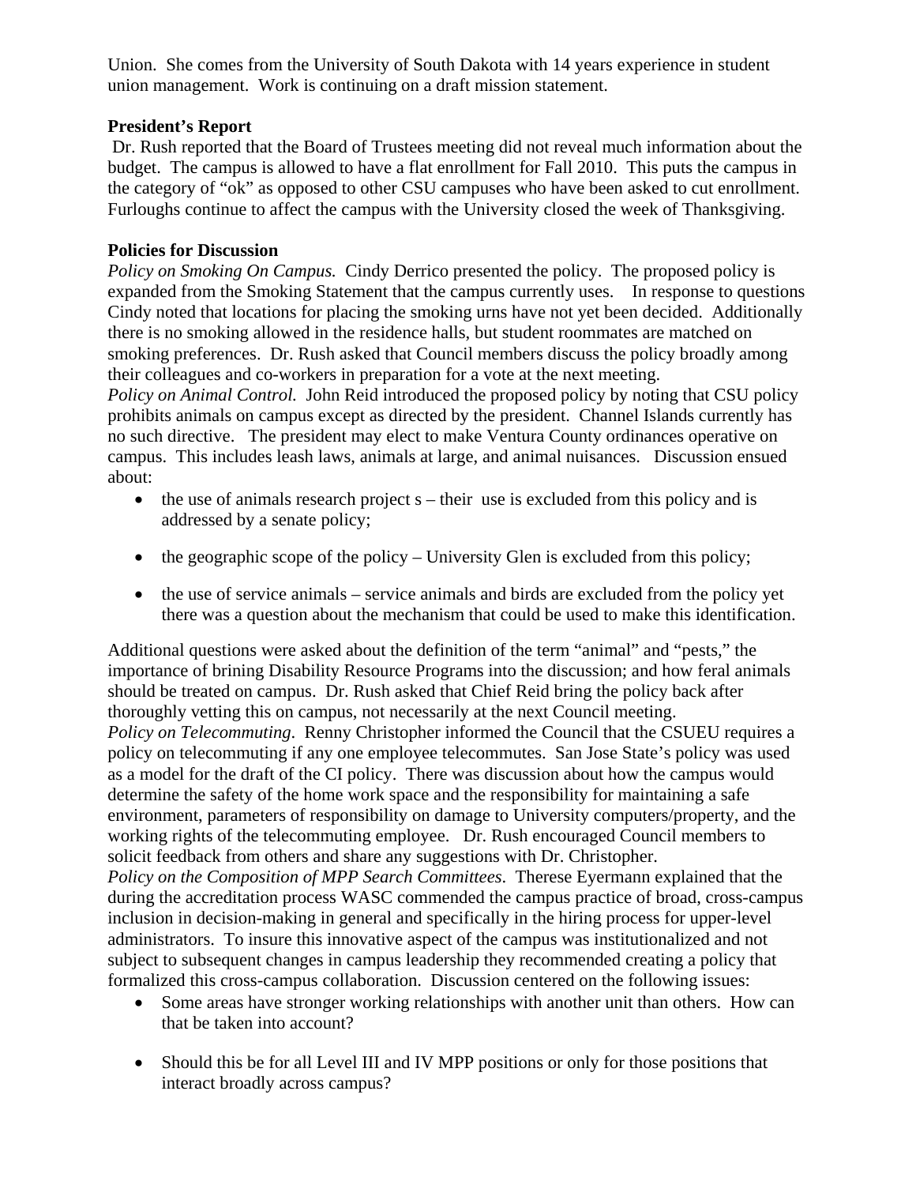Union. She comes from the University of South Dakota with 14 years experience in student union management. Work is continuing on a draft mission statement.

**President's Report**

Dr. Rush reported that the Board of Trustees meeting did not reveal much information about the budget. The campus is allowed to have a flat enrollment for Fall 2010. This puts the campus in the category of "ok" as opposed to other CSU campuses who have been asked to cut enrollment. Furloughs continue to affect the campus with the University closed the week of Thanksgiving.

**Policies for Discussion**

*Policy on Smoking On Campus.* Cindy Derrico presented the policy. The proposed policy is expanded from the Smoking Statement that the campus currently uses. In response to questions Cindy noted that locations for placing the smoking urns have not yet been decided. Additionally there is no smoking allowed in the residence halls, but student roommates are matched on smoking preferences. Dr. Rush asked that Council members discuss the policy broadly among their colleagues and co-workers in preparation for a vote at the next meeting.

*Policy on Animal Control.* John Reid introduced the proposed policy by noting that CSU policy prohibits animals on campus except as directed by the president. Channel Islands currently has no such directive. The president may elect to make Ventura County ordinances operative on campus. This includes leash laws, animals at large, and animal nuisances. Discussion ensued about:

- the use of animals research project s – their use is excluded from this policy and is addressed by a senate policy;
- the geographic scope of the policy – University Glen is excluded from this policy;
- the use of service animals – service animals and birds are excluded from the policy yet there was a question about the mechanism that could be used to make this identification.

Additional questions were asked about the definition of the term "animal" and "pests," the importance of brining Disability Resource Programs into the discussion; and how feral animals should be treated on campus. Dr. Rush asked that Chief Reid bring the policy back after thoroughly vetting this on campus, not necessarily at the next Council meeting.

*Policy on Telecommuting*. Renny Christopher informed the Council that the CSUEU requires a policy on telecommuting if any one employee telecommutes. San Jose State's policy was used as a model for the draft of the CI policy. There was discussion about how the campus would determine the safety of the home work space and the responsibility for maintaining a safe environment, parameters of responsibility on damage to University computers/property, and the working rights of the telecommuting employee. Dr. Rush encouraged Council members to solicit feedback from others and share any suggestions with Dr. Christopher.

*Policy on the Composition of MPP Search Committees*. Therese Eyermann explained that the during the accreditation process WASC commended the campus practice of broad, cross-campus inclusion in decision-making in general and specifically in the hiring process for upper-level administrators. To insure this innovative aspect of the campus was institutionalized and not subject to subsequent changes in campus leadership they recommended creating a policy that formalized this cross-campus collaboration. Discussion centered on the following issues:

- Some areas have stronger working relationships with another unit than others. How can that be taken into account?
- Should this be for all Level III and IV MPP positions or only for those positions that interact broadly across campus?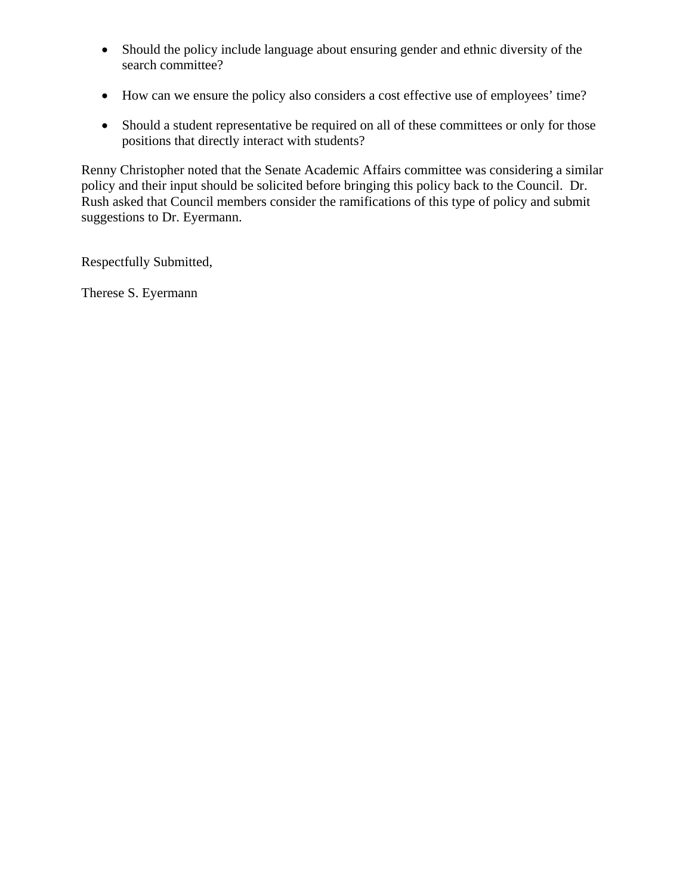- Should the policy include language about ensuring gender and ethnic diversity of the search committee?

- How can we ensure the policy also considers a cost effective use of employees' time?

- Should a student representative be required on all of these committees or only for those positions that directly interact with students?

Renny Christopher noted that the Senate Academic Affairs committee was considering a similar policy and their input should be solicited before bringing this policy back to the Council. Dr. Rush asked that Council members consider the ramifications of this type of policy and submit suggestions to Dr. Eyermann.

Respectfully Submitted,

Therese S. Eyermann